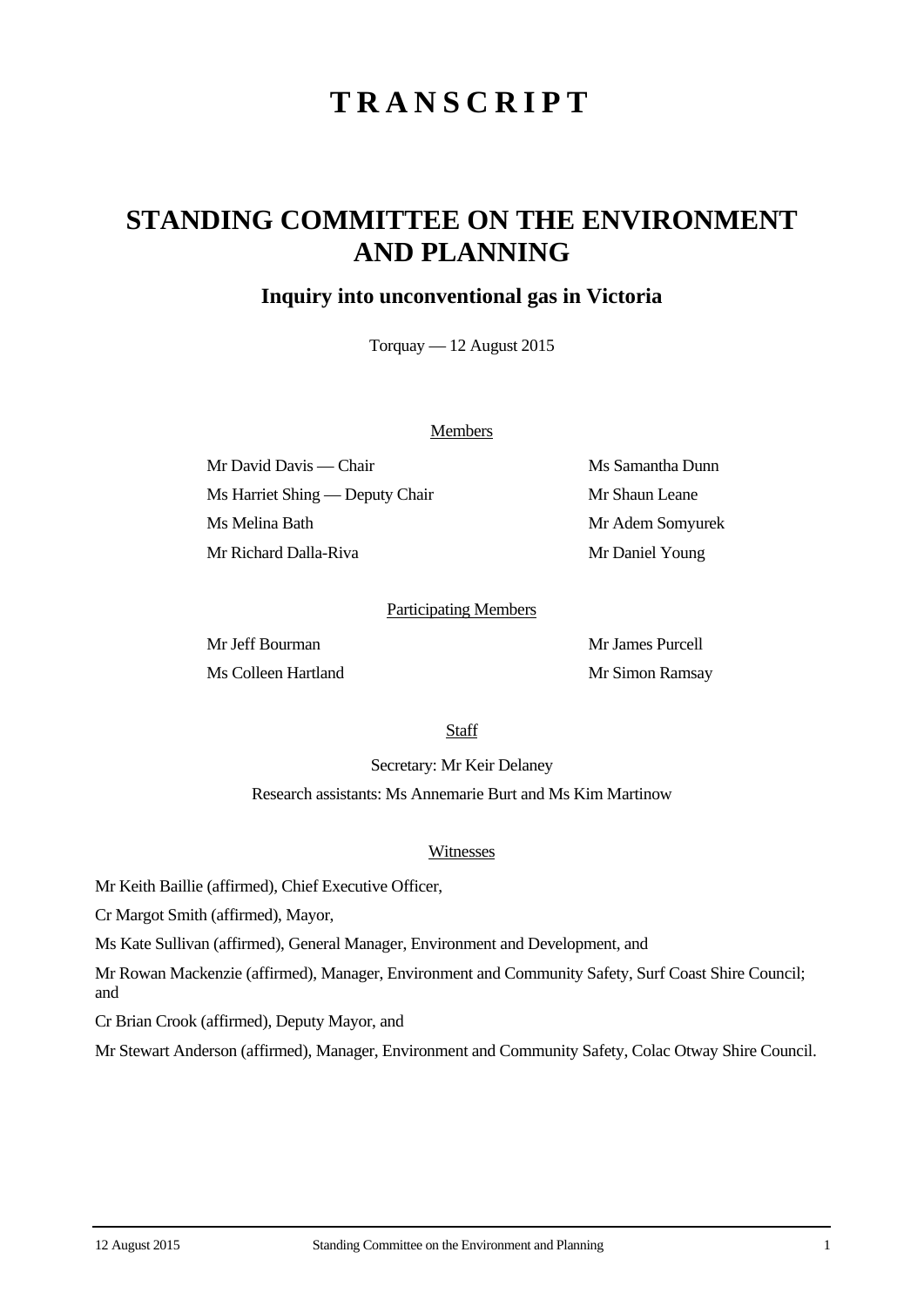# T R A N S C R I P T

# STANDING COMMITTEE ON THE ENVIRONMENT AND PLANNING

## Inquiry into unconventional gas in Victoria

Torquay — 12 August 2015

Members

Mr David Davis — Chair

Ms Harriet Shing — Deputy Chair

Ms Melina Bath

Mr Richard Dalla-Riva

Ms Samantha Dunn

Mr Shaun Leane

Mr Adem Somyurek

Mr Daniel Young

Participating Members

Mr Jeff Bourman

Ms Colleen Hartland

Mr James Purcell

Mr Simon Ramsay

Staff

Secretary: Mr Keir Delaney

Research assistants: Ms Annemarie Burt and Ms Kim Martinow

Witnesses

Mr Keith Baillie (affirmed), Chief Executive Officer,

Cr Margot Smith (affirmed), Mayor,

Ms Kate Sullivan (affirmed), General Manager, Environment and Development, and

Mr Rowan Mackenzie (affirmed), Manager, Environment and Community Safety, Surf Coast Shire Council; and

Cr Brian Crook (affirmed), Deputy Mayor, and

Mr Stewart Anderson (affirmed), Manager, Environment and Community Safety, Colac Otway Shire Council.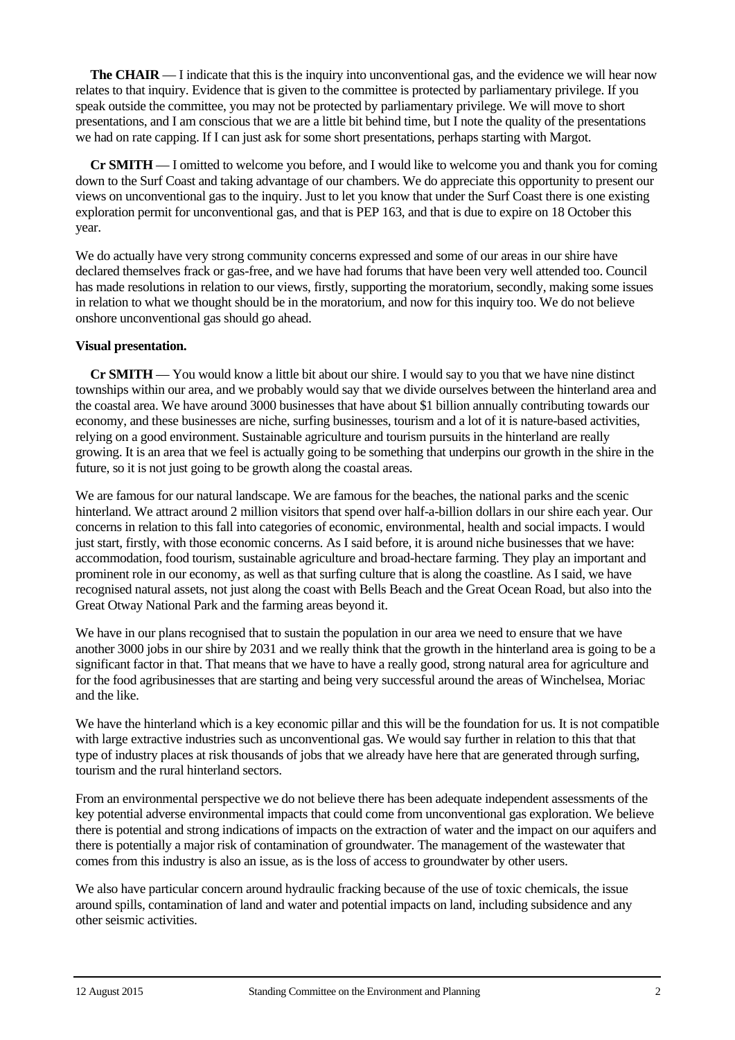**The CHAIR** — I indicate that this is the inquiry into unconventional gas, and the evidence we will hear now relates to that inquiry. Evidence that is given to the committee is protected by parliamentary privilege. If you speak outside the committee, you may not be protected by parliamentary privilege. We will move to short presentations, and I am conscious that we are a little bit behind time, but I note the quality of the presentations we had on rate capping. If I can just ask for some short presentations, perhaps starting with Margot.

**Cr SMITH** — I omitted to welcome you before, and I would like to welcome you and thank you for coming down to the Surf Coast and taking advantage of our chambers. We do appreciate this opportunity to present our views on unconventional gas to the inquiry. Just to let you know that under the Surf Coast there is one existing exploration permit for unconventional gas, and that is PEP 163, and that is due to expire on 18 October this year.

We do actually have very strong community concerns expressed and some of our areas in our shire have declared themselves frack or gas-free, and we have had forums that have been very well attended too. Council has made resolutions in relation to our views, firstly, supporting the moratorium, secondly, making some issues in relation to what we thought should be in the moratorium, and now for this inquiry too. We do not believe onshore unconventional gas should go ahead.

**Visual presentation.**

**Cr SMITH** — You would know a little bit about our shire. I would say to you that we have nine distinct townships within our area, and we probably would say that we divide ourselves between the hinterland area and the coastal area. We have around 3000 businesses that have about $1 billion annually contributing towards our economy, and these businesses are niche, surfing businesses, tourism and a lot of it is nature-based activities, relying on a good environment. Sustainable agriculture and tourism pursuits in the hinterland are really growing. It is an area that we feel is actually going to be something that underpins our growth in the shire in the future, so it is not just going to be growth along the coastal areas.

We are famous for our natural landscape. We are famous for the beaches, the national parks and the scenic hinterland. We attract around 2 million visitors that spend over half-a-billion dollars in our shire each year. Our concerns in relation to this fall into categories of economic, environmental, health and social impacts. I would just start, firstly, with those economic concerns. As I said before, it is around niche businesses that we have: accommodation, food tourism, sustainable agriculture and broad-hectare farming. They play an important and prominent role in our economy, as well as that surfing culture that is along the coastline. As I said, we have recognised natural assets, not just along the coast with Bells Beach and the Great Ocean Road, but also into the Great Otway National Park and the farming areas beyond it.

We have in our plans recognised that to sustain the population in our area we need to ensure that we have another 3000 jobs in our shire by 2031 and we really think that the growth in the hinterland area is going to be a significant factor in that. That means that we have to have a really good, strong natural area for agriculture and for the food agribusinesses that are starting and being very successful around the areas of Winchelsea, Moriac and the like.

We have the hinterland which is a key economic pillar and this will be the foundation for us. It is not compatible with large extractive industries such as unconventional gas. We would say further in relation to this that that type of industry places at risk thousands of jobs that we already have here that are generated through surfing, tourism and the rural hinterland sectors.

From an environmental perspective we do not believe there has been adequate independent assessments of the key potential adverse environmental impacts that could come from unconventional gas exploration. We believe there is potential and strong indications of impacts on the extraction of water and the impact on our aquifers and there is potentially a major risk of contamination of groundwater. The management of the wastewater that comes from this industry is also an issue, as is the loss of access to groundwater by other users.

We also have particular concern around hydraulic fracking because of the use of toxic chemicals, the issue around spills, contamination of land and water and potential impacts on land, including subsidence and any other seismic activities.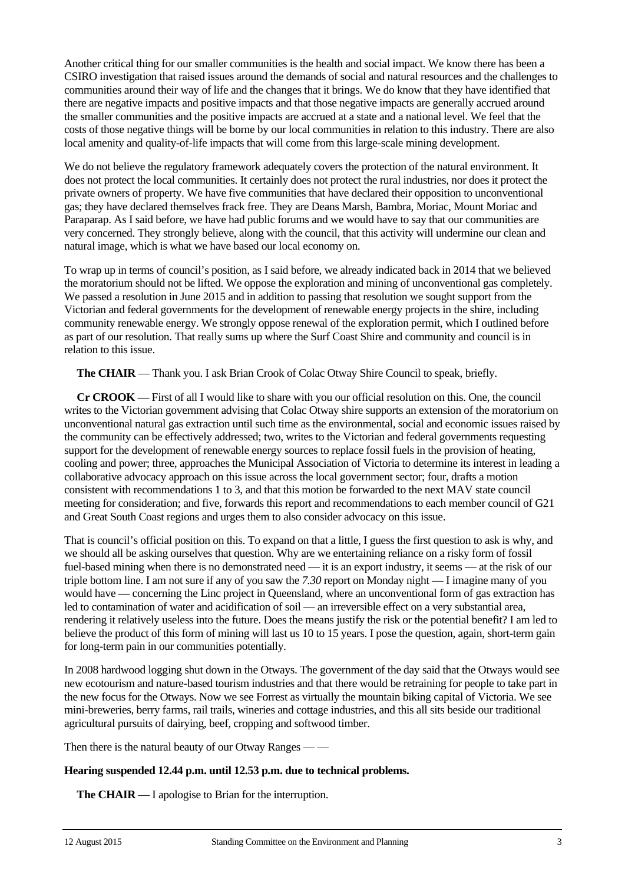Another critical thing for our smaller communities is the health and social impact. We know there has been a CSIRO investigation that raised issues around the demands of social and natural resources and the challenges to communities around their way of life and the changes that it brings. We do know that they have identified that there are negative impacts and positive impacts and that those negative impacts are generally accrued around the smaller communities and the positive impacts are accrued at a state and a national level. We feel that the costs of those negative things will be borne by our local communities in relation to this industry. There are also local amenity and quality-of-life impacts that will come from this large-scale mining development.

We do not believe the regulatory framework adequately covers the protection of the natural environment. It does not protect the local communities. It certainly does not protect the rural industries, nor does it protect the private owners of property. We have five communities that have declared their opposition to unconventional gas; they have declared themselves frack free. They are Deans Marsh, Bambra, Moriac, Mount Moriac and Paraparap. As I said before, we have had public forums and we would have to say that our communities are very concerned. They strongly believe, along with the council, that this activity will undermine our clean and natural image, which is what we have based our local economy on.

To wrap up in terms of council's position, as I said before, we already indicated back in 2014 that we believed the moratorium should not be lifted. We oppose the exploration and mining of unconventional gas completely. We passed a resolution in June 2015 and in addition to passing that resolution we sought support from the Victorian and federal governments for the development of renewable energy projects in the shire, including community renewable energy. We strongly oppose renewal of the exploration permit, which I outlined before as part of our resolution. That really sums up where the Surf Coast Shire and community and council is in relation to this issue.

**The CHAIR** — Thank you. I ask Brian Crook of Colac Otway Shire Council to speak, briefly.

**Cr CROOK** — First of all I would like to share with you our official resolution on this. One, the council writes to the Victorian government advising that Colac Otway shire supports an extension of the moratorium on unconventional natural gas extraction until such time as the environmental, social and economic issues raised by the community can be effectively addressed; two, writes to the Victorian and federal governments requesting support for the development of renewable energy sources to replace fossil fuels in the provision of heating, cooling and power; three, approaches the Municipal Association of Victoria to determine its interest in leading a collaborative advocacy approach on this issue across the local government sector; four, drafts a motion consistent with recommendations 1 to 3, and that this motion be forwarded to the next MAV state council meeting for consideration; and five, forwards this report and recommendations to each member council of G21 and Great South Coast regions and urges them to also consider advocacy on this issue.

That is council's official position on this. To expand on that a little, I guess the first question to ask is why, and we should all be asking ourselves that question. Why are we entertaining reliance on a risky form of fossil fuel-based mining when there is no demonstrated need — it is an export industry, it seems — at the risk of our triple bottom line. I am not sure if any of you saw the *7.30* report on Monday night — I imagine many of you would have — concerning the Linc project in Queensland, where an unconventional form of gas extraction has led to contamination of water and acidification of soil — an irreversible effect on a very substantial area, rendering it relatively useless into the future. Does the means justify the risk or the potential benefit? I am led to believe the product of this form of mining will last us 10 to 15 years. I pose the question, again, short-term gain for long-term pain in our communities potentially.

In 2008 hardwood logging shut down in the Otways. The government of the day said that the Otways would see new ecotourism and nature-based tourism industries and that there would be retraining for people to take part in the new focus for the Otways. Now we see Forrest as virtually the mountain biking capital of Victoria. We see mini-breweries, berry farms, rail trails, wineries and cottage industries, and this all sits beside our traditional agricultural pursuits of dairying, beef, cropping and softwood timber.

Then there is the natural beauty of our Otway Ranges — —

**Hearing suspended 12.44 p.m. until 12.53 p.m. due to technical problems.**

**The CHAIR** — I apologise to Brian for the interruption.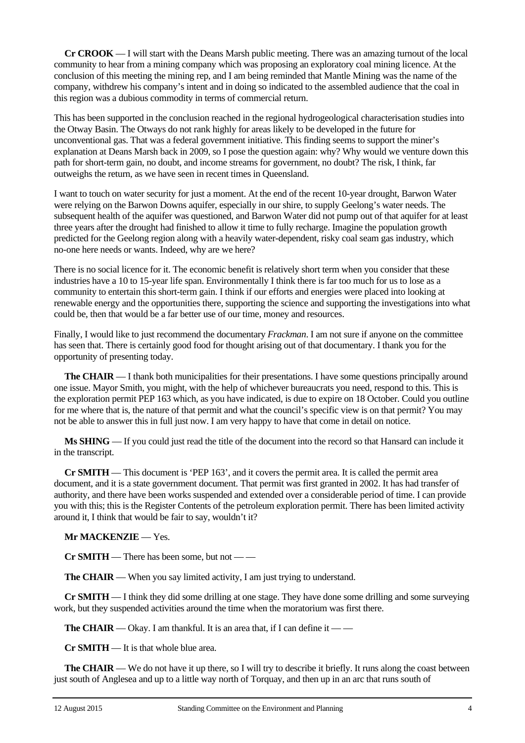**Cr CROOK** — I will start with the Deans Marsh public meeting. There was an amazing turnout of the local community to hear from a mining company which was proposing an exploratory coal mining licence. At the conclusion of this meeting the mining rep, and I am being reminded that Mantle Mining was the name of the company, withdrew his company's intent and in doing so indicated to the assembled audience that the coal in this region was a dubious commodity in terms of commercial return.

This has been supported in the conclusion reached in the regional hydrogeological characterisation studies into the Otway Basin. The Otways do not rank highly for areas likely to be developed in the future for unconventional gas. That was a federal government initiative. This finding seems to support the miner's explanation at Deans Marsh back in 2009, so I pose the question again: why? Why would we venture down this path for short-term gain, no doubt, and income streams for government, no doubt? The risk, I think, far outweighs the return, as we have seen in recent times in Queensland.

I want to touch on water security for just a moment. At the end of the recent 10-year drought, Barwon Water were relying on the Barwon Downs aquifer, especially in our shire, to supply Geelong's water needs. The subsequent health of the aquifer was questioned, and Barwon Water did not pump out of that aquifer for at least three years after the drought had finished to allow it time to fully recharge. Imagine the population growth predicted for the Geelong region along with a heavily water-dependent, risky coal seam gas industry, which no-one here needs or wants. Indeed, why are we here?

There is no social licence for it. The economic benefit is relatively short term when you consider that these industries have a 10 to 15-year life span. Environmentally I think there is far too much for us to lose as a community to entertain this short-term gain. I think if our efforts and energies were placed into looking at renewable energy and the opportunities there, supporting the science and supporting the investigations into what could be, then that would be a far better use of our time, money and resources.

Finally, I would like to just recommend the documentary *Frackman*. I am not sure if anyone on the committee has seen that. There is certainly good food for thought arising out of that documentary. I thank you for the opportunity of presenting today.

**The CHAIR** — I thank both municipalities for their presentations. I have some questions principally around one issue. Mayor Smith, you might, with the help of whichever bureaucrats you need, respond to this. This is the exploration permit PEP 163 which, as you have indicated, is due to expire on 18 October. Could you outline for me where that is, the nature of that permit and what the council's specific view is on that permit? You may not be able to answer this in full just now. I am very happy to have that come in detail on notice.

**Ms SHING** — If you could just read the title of the document into the record so that Hansard can include it in the transcript.

**Cr SMITH** — This document is 'PEP 163', and it covers the permit area. It is called the permit area document, and it is a state government document. That permit was first granted in 2002. It has had transfer of authority, and there have been works suspended and extended over a considerable period of time. I can provide you with this; this is the Register Contents of the petroleum exploration permit. There has been limited activity around it, I think that would be fair to say, wouldn't it?

**Mr MACKENZIE** — Yes.

**Cr SMITH** — There has been some, but not — —

**The CHAIR** — When you say limited activity, I am just trying to understand.

**Cr SMITH** — I think they did some drilling at one stage. They have done some drilling and some surveying work, but they suspended activities around the time when the moratorium was first there.

**The CHAIR** — Okay. I am thankful. It is an area that, if I can define it — —

**Cr SMITH** — It is that whole blue area.

**The CHAIR** — We do not have it up there, so I will try to describe it briefly. It runs along the coast between just south of Anglesea and up to a little way north of Torquay, and then up in an arc that runs south of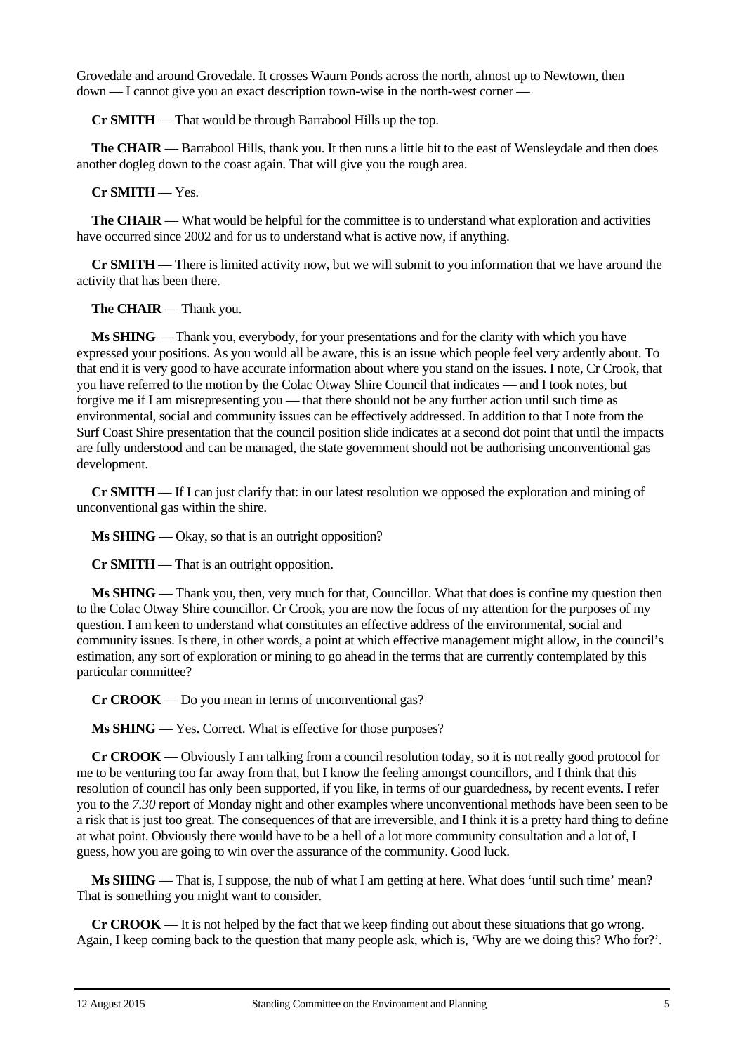Grovedale and around Grovedale. It crosses Waurn Ponds across the north, almost up to Newtown, then down — I cannot give you an exact description town-wise in the north-west corner —

**Cr SMITH** — That would be through Barrabool Hills up the top.

**The CHAIR** — Barrabool Hills, thank you. It then runs a little bit to the east of Wensleydale and then does another dogleg down to the coast again. That will give you the rough area.

**Cr SMITH** — Yes.

**The CHAIR** — What would be helpful for the committee is to understand what exploration and activities have occurred since 2002 and for us to understand what is active now, if anything.

**Cr SMITH** — There is limited activity now, but we will submit to you information that we have around the activity that has been there.

**The CHAIR** — Thank you.

**Ms SHING** — Thank you, everybody, for your presentations and for the clarity with which you have expressed your positions. As you would all be aware, this is an issue which people feel very ardently about. To that end it is very good to have accurate information about where you stand on the issues. I note, Cr Crook, that you have referred to the motion by the Colac Otway Shire Council that indicates — and I took notes, but forgive me if I am misrepresenting you — that there should not be any further action until such time as environmental, social and community issues can be effectively addressed. In addition to that I note from the Surf Coast Shire presentation that the council position slide indicates at a second dot point that until the impacts are fully understood and can be managed, the state government should not be authorising unconventional gas development.

**Cr SMITH** — If I can just clarify that: in our latest resolution we opposed the exploration and mining of unconventional gas within the shire.

**Ms SHING** — Okay, so that is an outright opposition?

**Cr SMITH** — That is an outright opposition.

**Ms SHING** — Thank you, then, very much for that, Councillor. What that does is confine my question then to the Colac Otway Shire councillor. Cr Crook, you are now the focus of my attention for the purposes of my question. I am keen to understand what constitutes an effective address of the environmental, social and community issues. Is there, in other words, a point at which effective management might allow, in the council's estimation, any sort of exploration or mining to go ahead in the terms that are currently contemplated by this particular committee?

**Cr CROOK** — Do you mean in terms of unconventional gas?

**Ms SHING** — Yes. Correct. What is effective for those purposes?

**Cr CROOK** — Obviously I am talking from a council resolution today, so it is not really good protocol for me to be venturing too far away from that, but I know the feeling amongst councillors, and I think that this resolution of council has only been supported, if you like, in terms of our guardedness, by recent events. I refer you to the *7.30* report of Monday night and other examples where unconventional methods have been seen to be a risk that is just too great. The consequences of that are irreversible, and I think it is a pretty hard thing to define at what point. Obviously there would have to be a hell of a lot more community consultation and a lot of, I guess, how you are going to win over the assurance of the community. Good luck.

**Ms SHING** — That is, I suppose, the nub of what I am getting at here. What does 'until such time' mean? That is something you might want to consider.

**Cr CROOK** — It is not helped by the fact that we keep finding out about these situations that go wrong. Again, I keep coming back to the question that many people ask, which is, 'Why are we doing this? Who for?'.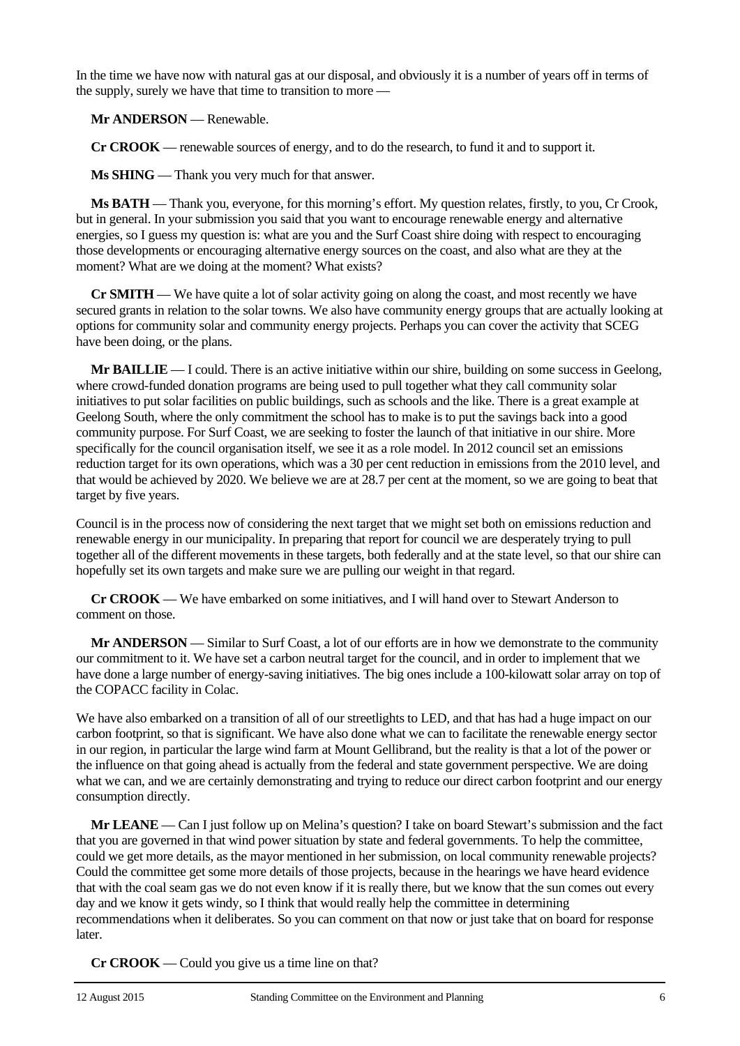In the time we have now with natural gas at our disposal, and obviously it is a number of years off in terms of the supply, surely we have that time to transition to more —

**Mr ANDERSON** — Renewable.

**Cr CROOK** — renewable sources of energy, and to do the research, to fund it and to support it.

**Ms SHING** — Thank you very much for that answer.

**Ms BATH** — Thank you, everyone, for this morning's effort. My question relates, firstly, to you, Cr Crook, but in general. In your submission you said that you want to encourage renewable energy and alternative energies, so I guess my question is: what are you and the Surf Coast shire doing with respect to encouraging those developments or encouraging alternative energy sources on the coast, and also what are they at the moment? What are we doing at the moment? What exists?

**Cr SMITH** — We have quite a lot of solar activity going on along the coast, and most recently we have secured grants in relation to the solar towns. We also have community energy groups that are actually looking at options for community solar and community energy projects. Perhaps you can cover the activity that SCEG have been doing, or the plans.

**Mr BAILLIE** — I could. There is an active initiative within our shire, building on some success in Geelong, where crowd-funded donation programs are being used to pull together what they call community solar initiatives to put solar facilities on public buildings, such as schools and the like. There is a great example at Geelong South, where the only commitment the school has to make is to put the savings back into a good community purpose. For Surf Coast, we are seeking to foster the launch of that initiative in our shire. More specifically for the council organisation itself, we see it as a role model. In 2012 council set an emissions reduction target for its own operations, which was a 30 per cent reduction in emissions from the 2010 level, and that would be achieved by 2020. We believe we are at 28.7 per cent at the moment, so we are going to beat that target by five years.

Council is in the process now of considering the next target that we might set both on emissions reduction and renewable energy in our municipality. In preparing that report for council we are desperately trying to pull together all of the different movements in these targets, both federally and at the state level, so that our shire can hopefully set its own targets and make sure we are pulling our weight in that regard.

**Cr CROOK** — We have embarked on some initiatives, and I will hand over to Stewart Anderson to comment on those.

**Mr ANDERSON** — Similar to Surf Coast, a lot of our efforts are in how we demonstrate to the community our commitment to it. We have set a carbon neutral target for the council, and in order to implement that we have done a large number of energy-saving initiatives. The big ones include a 100-kilowatt solar array on top of the COPACC facility in Colac.

We have also embarked on a transition of all of our streetlights to LED, and that has had a huge impact on our carbon footprint, so that is significant. We have also done what we can to facilitate the renewable energy sector in our region, in particular the large wind farm at Mount Gellibrand, but the reality is that a lot of the power or the influence on that going ahead is actually from the federal and state government perspective. We are doing what we can, and we are certainly demonstrating and trying to reduce our direct carbon footprint and our energy consumption directly.

**Mr LEANE** — Can I just follow up on Melina's question? I take on board Stewart's submission and the fact that you are governed in that wind power situation by state and federal governments. To help the committee, could we get more details, as the mayor mentioned in her submission, on local community renewable projects? Could the committee get some more details of those projects, because in the hearings we have heard evidence that with the coal seam gas we do not even know if it is really there, but we know that the sun comes out every day and we know it gets windy, so I think that would really help the committee in determining recommendations when it deliberates. So you can comment on that now or just take that on board for response later.

**Cr CROOK** — Could you give us a time line on that?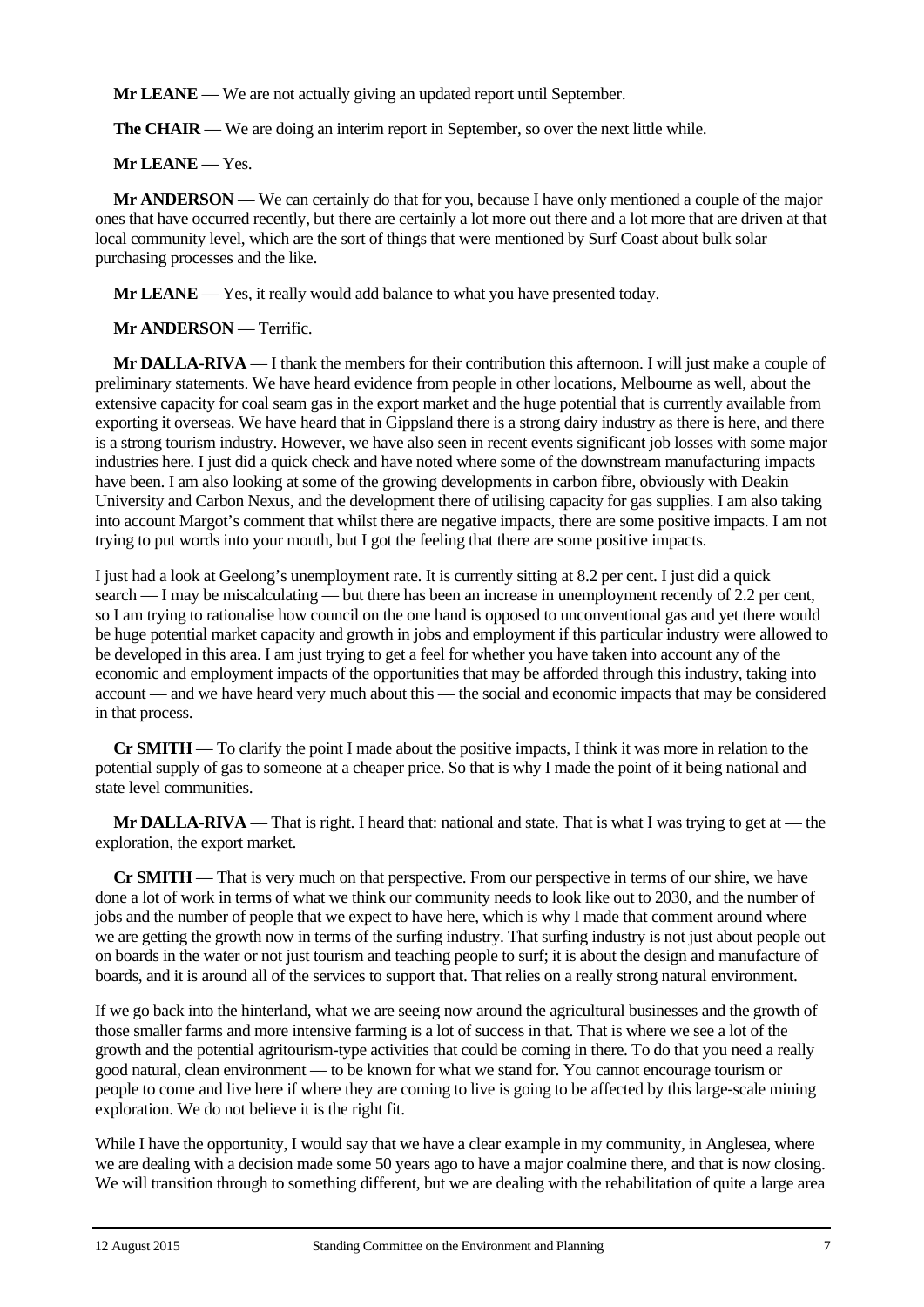**Mr LEANE** — We are not actually giving an updated report until September.

**The CHAIR** — We are doing an interim report in September, so over the next little while.

**Mr LEANE** — Yes.

**Mr ANDERSON** — We can certainly do that for you, because I have only mentioned a couple of the major ones that have occurred recently, but there are certainly a lot more out there and a lot more that are driven at that local community level, which are the sort of things that were mentioned by Surf Coast about bulk solar purchasing processes and the like.

**Mr LEANE** — Yes, it really would add balance to what you have presented today.

**Mr ANDERSON** — Terrific.

**Mr DALLA-RIVA** — I thank the members for their contribution this afternoon. I will just make a couple of preliminary statements. We have heard evidence from people in other locations, Melbourne as well, about the extensive capacity for coal seam gas in the export market and the huge potential that is currently available from exporting it overseas. We have heard that in Gippsland there is a strong dairy industry as there is here, and there is a strong tourism industry. However, we have also seen in recent events significant job losses with some major industries here. I just did a quick check and have noted where some of the downstream manufacturing impacts have been. I am also looking at some of the growing developments in carbon fibre, obviously with Deakin University and Carbon Nexus, and the development there of utilising capacity for gas supplies. I am also taking into account Margot's comment that whilst there are negative impacts, there are some positive impacts. I am not trying to put words into your mouth, but I got the feeling that there are some positive impacts.

I just had a look at Geelong's unemployment rate. It is currently sitting at 8.2 per cent. I just did a quick search — I may be miscalculating — but there has been an increase in unemployment recently of 2.2 per cent, so I am trying to rationalise how council on the one hand is opposed to unconventional gas and yet there would be huge potential market capacity and growth in jobs and employment if this particular industry were allowed to be developed in this area. I am just trying to get a feel for whether you have taken into account any of the economic and employment impacts of the opportunities that may be afforded through this industry, taking into account — and we have heard very much about this — the social and economic impacts that may be considered in that process.

**Cr SMITH** — To clarify the point I made about the positive impacts, I think it was more in relation to the potential supply of gas to someone at a cheaper price. So that is why I made the point of it being national and state level communities.

**Mr DALLA-RIVA** — That is right. I heard that: national and state. That is what I was trying to get at — the exploration, the export market.

**Cr SMITH** — That is very much on that perspective. From our perspective in terms of our shire, we have done a lot of work in terms of what we think our community needs to look like out to 2030, and the number of jobs and the number of people that we expect to have here, which is why I made that comment around where we are getting the growth now in terms of the surfing industry. That surfing industry is not just about people out on boards in the water or not just tourism and teaching people to surf; it is about the design and manufacture of boards, and it is around all of the services to support that. That relies on a really strong natural environment.

If we go back into the hinterland, what we are seeing now around the agricultural businesses and the growth of those smaller farms and more intensive farming is a lot of success in that. That is where we see a lot of the growth and the potential agritourism-type activities that could be coming in there. To do that you need a really good natural, clean environment — to be known for what we stand for. You cannot encourage tourism or people to come and live here if where they are coming to live is going to be affected by this large-scale mining exploration. We do not believe it is the right fit.

While I have the opportunity, I would say that we have a clear example in my community, in Anglesea, where we are dealing with a decision made some 50 years ago to have a major coalmine there, and that is now closing. We will transition through to something different, but we are dealing with the rehabilitation of quite a large area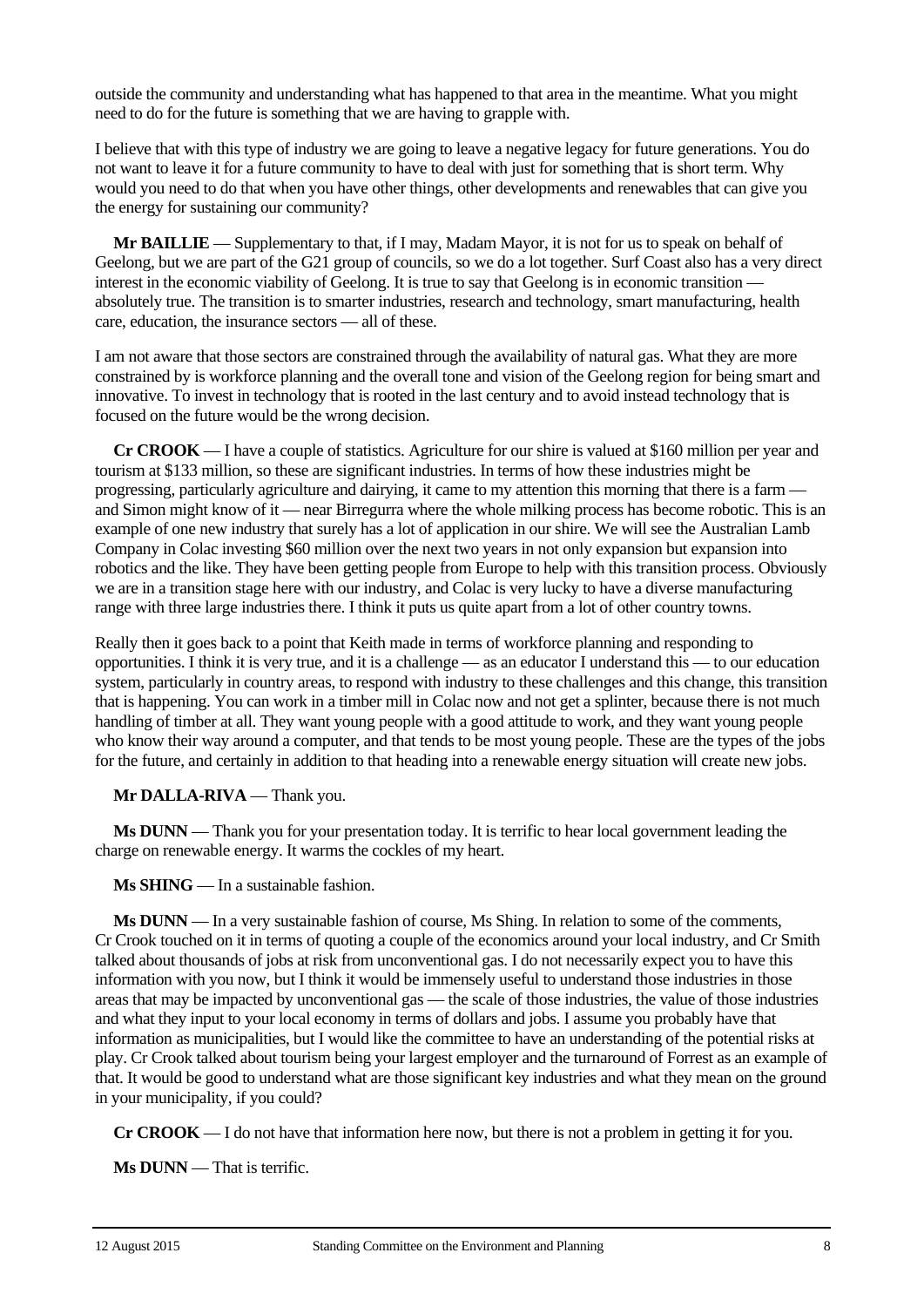outside the community and understanding what has happened to that area in the meantime. What you might need to do for the future is something that we are having to grapple with.

I believe that with this type of industry we are going to leave a negative legacy for future generations. You do not want to leave it for a future community to have to deal with just for something that is short term. Why would you need to do that when you have other things, other developments and renewables that can give you the energy for sustaining our community?

**Mr BAILLIE** — Supplementary to that, if I may, Madam Mayor, it is not for us to speak on behalf of Geelong, but we are part of the G21 group of councils, so we do a lot together. Surf Coast also has a very direct interest in the economic viability of Geelong. It is true to say that Geelong is in economic transition — absolutely true. The transition is to smarter industries, research and technology, smart manufacturing, health care, education, the insurance sectors — all of these.

I am not aware that those sectors are constrained through the availability of natural gas. What they are more constrained by is workforce planning and the overall tone and vision of the Geelong region for being smart and innovative. To invest in technology that is rooted in the last century and to avoid instead technology that is focused on the future would be the wrong decision.

**Cr CROOK** — I have a couple of statistics. Agriculture for our shire is valued at $160 million per year and tourism at $133 million, so these are significant industries. In terms of how these industries might be progressing, particularly agriculture and dairying, it came to my attention this morning that there is a farm — and Simon might know of it — near Birregurra where the whole milking process has become robotic. This is an example of one new industry that surely has a lot of application in our shire. We will see the Australian Lamb Company in Colac investing $60 million over the next two years in not only expansion but expansion into robotics and the like. They have been getting people from Europe to help with this transition process. Obviously we are in a transition stage here with our industry, and Colac is very lucky to have a diverse manufacturing range with three large industries there. I think it puts us quite apart from a lot of other country towns.

Really then it goes back to a point that Keith made in terms of workforce planning and responding to opportunities. I think it is very true, and it is a challenge — as an educator I understand this — to our education system, particularly in country areas, to respond with industry to these challenges and this change, this transition that is happening. You can work in a timber mill in Colac now and not get a splinter, because there is not much handling of timber at all. They want young people with a good attitude to work, and they want young people who know their way around a computer, and that tends to be most young people. These are the types of the jobs for the future, and certainly in addition to that heading into a renewable energy situation will create new jobs.

**Mr DALLA-RIVA** — Thank you.

**Ms DUNN** — Thank you for your presentation today. It is terrific to hear local government leading the charge on renewable energy. It warms the cockles of my heart.

**Ms SHING** — In a sustainable fashion.

**Ms DUNN** — In a very sustainable fashion of course, Ms Shing. In relation to some of the comments, Cr Crook touched on it in terms of quoting a couple of the economics around your local industry, and Cr Smith talked about thousands of jobs at risk from unconventional gas. I do not necessarily expect you to have this information with you now, but I think it would be immensely useful to understand those industries in those areas that may be impacted by unconventional gas — the scale of those industries, the value of those industries and what they input to your local economy in terms of dollars and jobs. I assume you probably have that information as municipalities, but I would like the committee to have an understanding of the potential risks at play. Cr Crook talked about tourism being your largest employer and the turnaround of Forrest as an example of that. It would be good to understand what are those significant key industries and what they mean on the ground in your municipality, if you could?

**Cr CROOK** — I do not have that information here now, but there is not a problem in getting it for you.

**Ms DUNN** — That is terrific.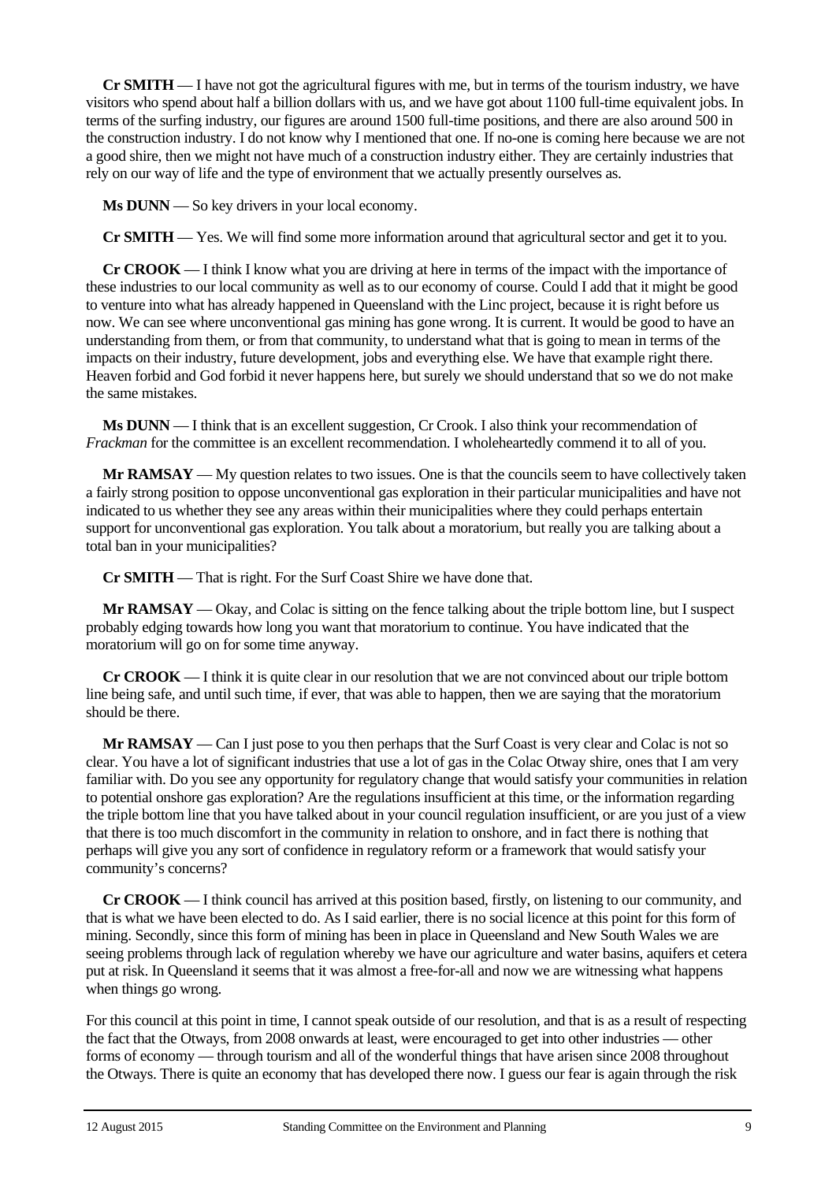**Cr SMITH** — I have not got the agricultural figures with me, but in terms of the tourism industry, we have visitors who spend about half a billion dollars with us, and we have got about 1100 full-time equivalent jobs. In terms of the surfing industry, our figures are around 1500 full-time positions, and there are also around 500 in the construction industry. I do not know why I mentioned that one. If no-one is coming here because we are not a good shire, then we might not have much of a construction industry either. They are certainly industries that rely on our way of life and the type of environment that we actually presently ourselves as.

**Ms DUNN** — So key drivers in your local economy.

**Cr SMITH** — Yes. We will find some more information around that agricultural sector and get it to you.

**Cr CROOK** — I think I know what you are driving at here in terms of the impact with the importance of these industries to our local community as well as to our economy of course. Could I add that it might be good to venture into what has already happened in Queensland with the Linc project, because it is right before us now. We can see where unconventional gas mining has gone wrong. It is current. It would be good to have an understanding from them, or from that community, to understand what that is going to mean in terms of the impacts on their industry, future development, jobs and everything else. We have that example right there. Heaven forbid and God forbid it never happens here, but surely we should understand that so we do not make the same mistakes.

**Ms DUNN** — I think that is an excellent suggestion, Cr Crook. I also think your recommendation of *Frackman* for the committee is an excellent recommendation. I wholeheartedly commend it to all of you.

**Mr RAMSAY** — My question relates to two issues. One is that the councils seem to have collectively taken a fairly strong position to oppose unconventional gas exploration in their particular municipalities and have not indicated to us whether they see any areas within their municipalities where they could perhaps entertain support for unconventional gas exploration. You talk about a moratorium, but really you are talking about a total ban in your municipalities?

**Cr SMITH** — That is right. For the Surf Coast Shire we have done that.

**Mr RAMSAY** — Okay, and Colac is sitting on the fence talking about the triple bottom line, but I suspect probably edging towards how long you want that moratorium to continue. You have indicated that the moratorium will go on for some time anyway.

**Cr CROOK** — I think it is quite clear in our resolution that we are not convinced about our triple bottom line being safe, and until such time, if ever, that was able to happen, then we are saying that the moratorium should be there.

**Mr RAMSAY** — Can I just pose to you then perhaps that the Surf Coast is very clear and Colac is not so clear. You have a lot of significant industries that use a lot of gas in the Colac Otway shire, ones that I am very familiar with. Do you see any opportunity for regulatory change that would satisfy your communities in relation to potential onshore gas exploration? Are the regulations insufficient at this time, or the information regarding the triple bottom line that you have talked about in your council regulation insufficient, or are you just of a view that there is too much discomfort in the community in relation to onshore, and in fact there is nothing that perhaps will give you any sort of confidence in regulatory reform or a framework that would satisfy your community's concerns?

**Cr CROOK** — I think council has arrived at this position based, firstly, on listening to our community, and that is what we have been elected to do. As I said earlier, there is no social licence at this point for this form of mining. Secondly, since this form of mining has been in place in Queensland and New South Wales we are seeing problems through lack of regulation whereby we have our agriculture and water basins, aquifers et cetera put at risk. In Queensland it seems that it was almost a free-for-all and now we are witnessing what happens when things go wrong.

For this council at this point in time, I cannot speak outside of our resolution, and that is as a result of respecting the fact that the Otways, from 2008 onwards at least, were encouraged to get into other industries — other forms of economy — through tourism and all of the wonderful things that have arisen since 2008 throughout the Otways. There is quite an economy that has developed there now. I guess our fear is again through the risk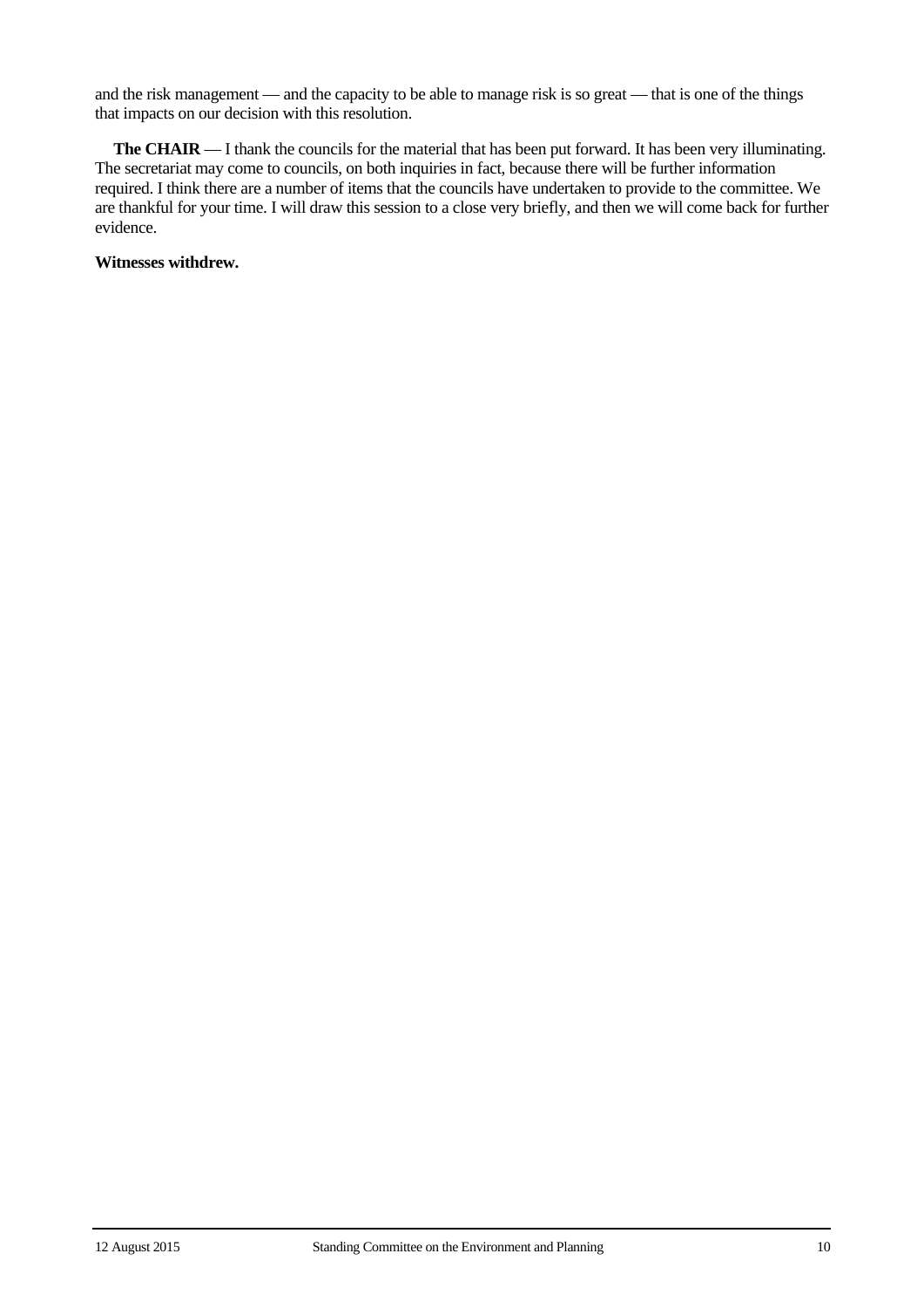and the risk management — and the capacity to be able to manage risk is so great — that is one of the things that impacts on our decision with this resolution.

**The CHAIR** — I thank the councils for the material that has been put forward. It has been very illuminating. The secretariat may come to councils, on both inquiries in fact, because there will be further information required. I think there are a number of items that the councils have undertaken to provide to the committee. We are thankful for your time. I will draw this session to a close very briefly, and then we will come back for further evidence.

**Witnesses withdrew.**